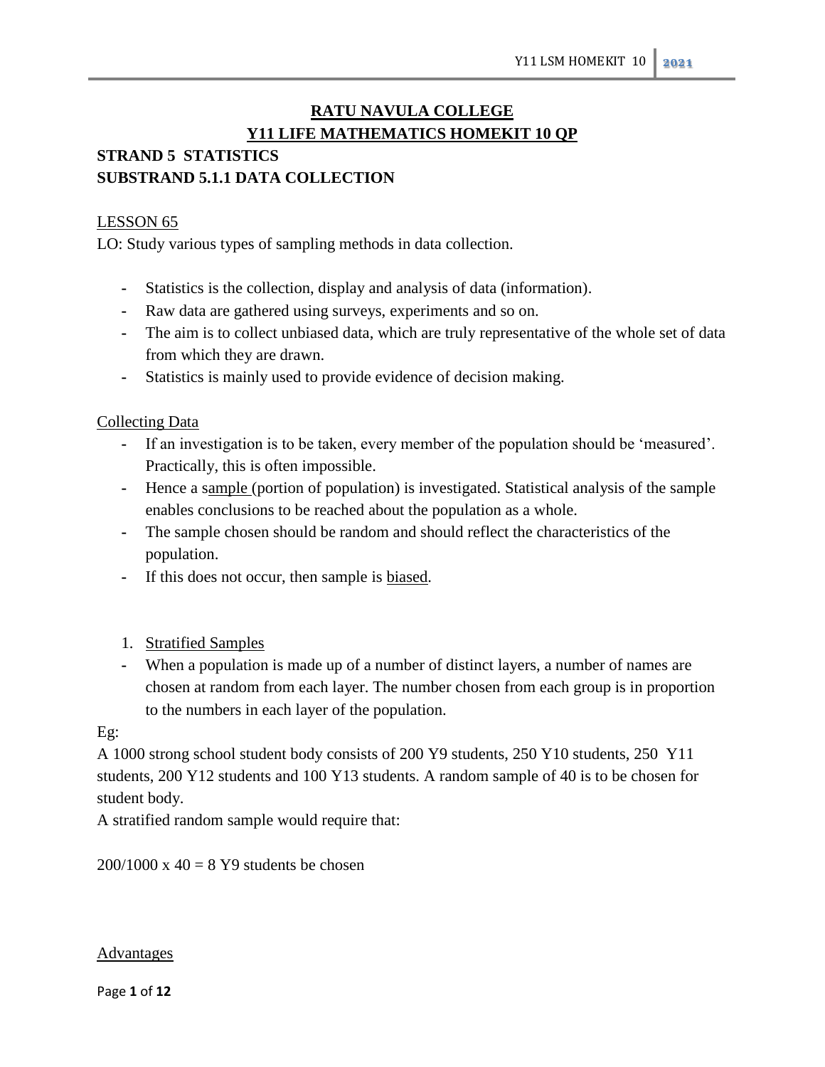# RATU NAVULA COLLEGE

## Y11 LIFE MATHEMATICS HOMEKIT 10 QP

### STRAND 5 STATISTICS

### SUBSTRAND 5.1.1 DATA COLLECTION

LESSON 65

LO: Study various types of sampling methods in data collection.

- Statistics is the collection, display and analysis of data (information).
- Raw data are gathered using surveys, experiments and so on.
- The aim is to collect unbiased data, which are truly representative of the whole set of data from which they are drawn.
- Statistics is mainly used to provide evidence of decision making.

Collecting Data

- If an investigation is to be taken, every member of the population should be 'measured'. Practically, this is often impossible.
- Hence a sample (portion of population) is investigated. Statistical analysis of the sample enables conclusions to be reached about the population as a whole.
- The sample chosen should be random and should reflect the characteristics of the population.
- If this does not occur, then sample is biased.

1. Stratified Samples

- When a population is made up of a number of distinct layers, a number of names are chosen at random from each layer. The number chosen from each group is in proportion to the numbers in each layer of the population.

Eg:

A 1000 strong school student body consists of 200 Y9 students, 250 Y10 students, 250 Y11 students, 200 Y12 students and 100 Y13 students. A random sample of 40 is to be chosen for student body.

A stratified random sample would require that:

$200/1000 \times 40 = 8$ Y9 students be chosen

Advantages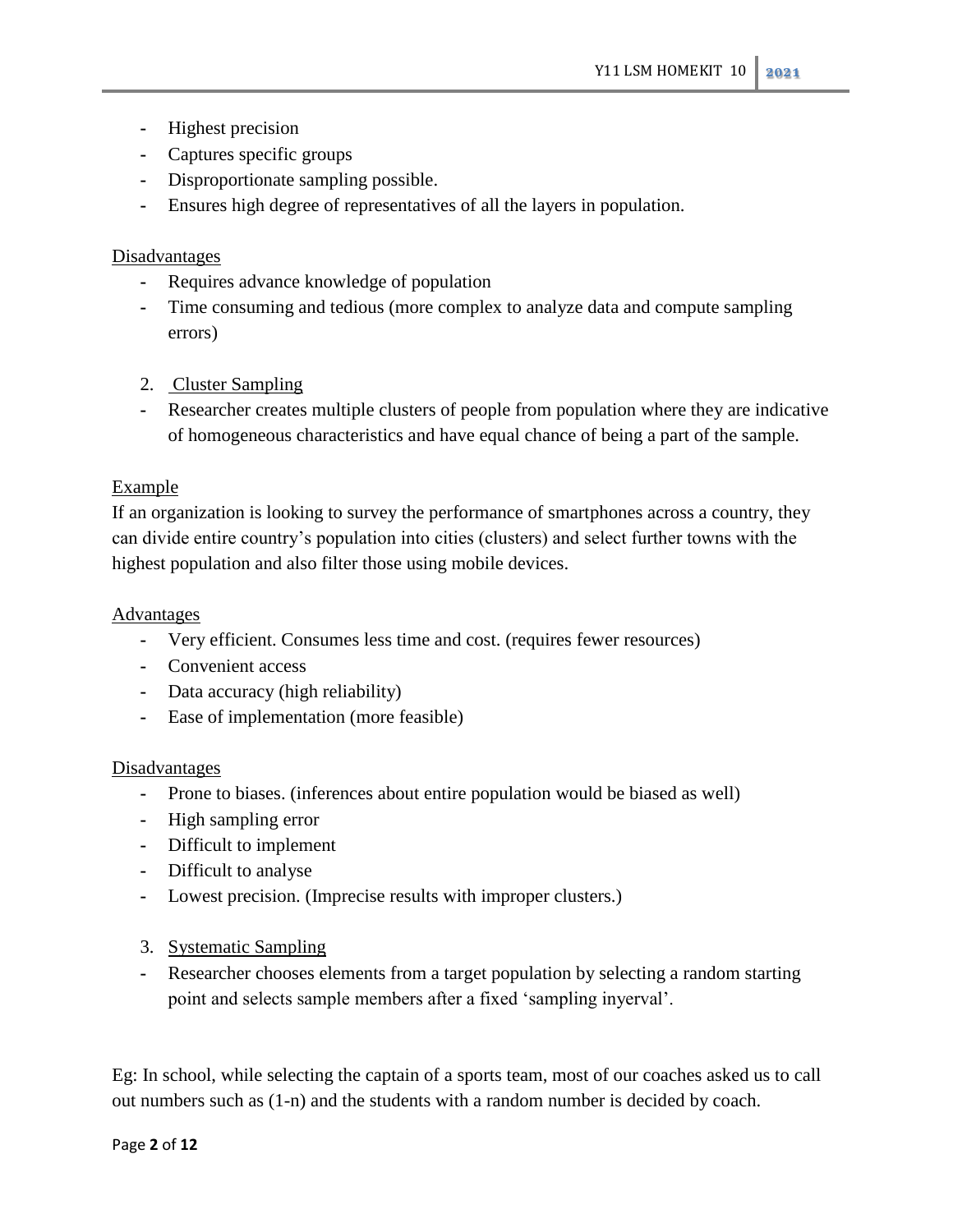- Highest precision
- Captures specific groups
- Disproportionate sampling possible.
- Ensures high degree of representatives of all the layers in population.

Disadvantages

- Requires advance knowledge of population
- Time consuming and tedious (more complex to analyze data and compute sampling errors)

2. Cluster Sampling

- Researcher creates multiple clusters of people from population where they are indicative of homogeneous characteristics and have equal chance of being a part of the sample.

Example

If an organization is looking to survey the performance of smartphones across a country, they can divide entire country's population into cities (clusters) and select further towns with the highest population and also filter those using mobile devices.

Advantages

- Very efficient. Consumes less time and cost. (requires fewer resources)
- Convenient access
- Data accuracy (high reliability)
- Ease of implementation (more feasible)

Disadvantages

- Prone to biases. (inferences about entire population would be biased as well)
- High sampling error
- Difficult to implement
- Difficult to analyse
- Lowest precision. (Imprecise results with improper clusters.)

3. Systematic Sampling

- Researcher chooses elements from a target population by selecting a random starting point and selects sample members after a fixed 'sampling inyerval'.

Eg: In school, while selecting the captain of a sports team, most of our coaches asked us to call out numbers such as (1-n) and the students with a random number is decided by coach.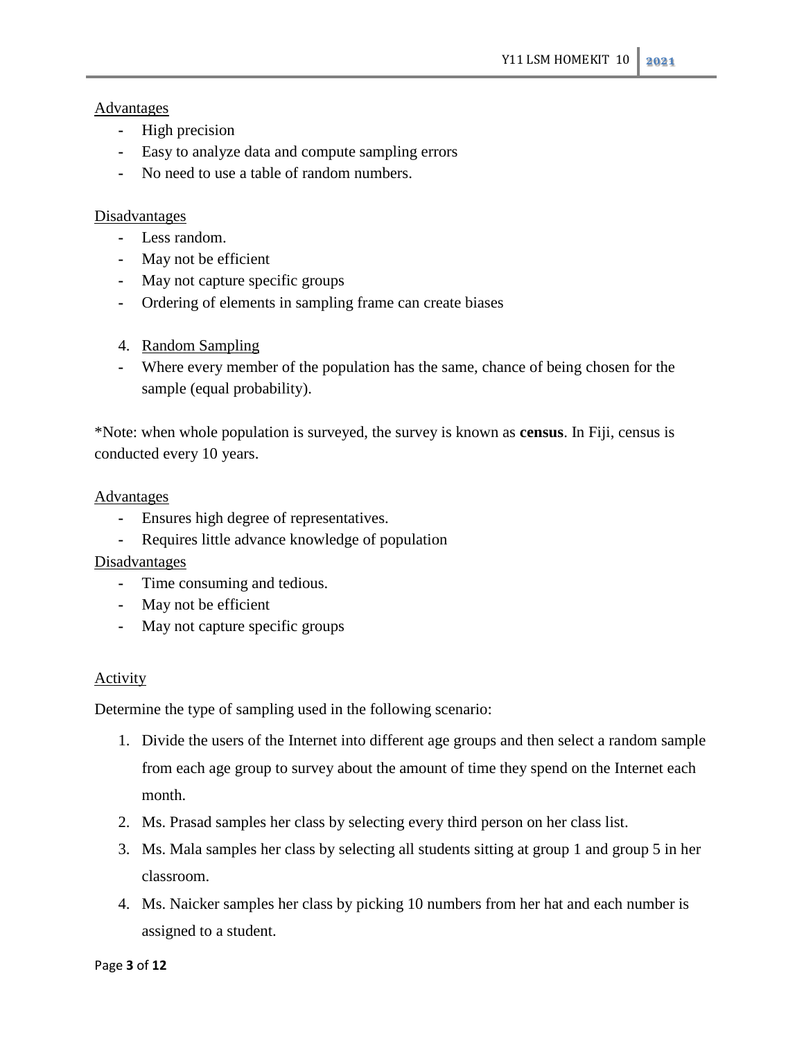Advantages

- High precision
- Easy to analyze data and compute sampling errors
- No need to use a table of random numbers.

Disadvantages

- Less random.
- May not be efficient
- May not capture specific groups
- Ordering of elements in sampling frame can create biases

4. Random Sampling

- Where every member of the population has the same, chance of being chosen for the sample (equal probability).

*Note: when whole population is surveyed, the survey is known as **census**. In Fiji, census is conducted every 10 years.

Advantages

- Ensures high degree of representatives.
- Requires little advance knowledge of population

Disadvantages

- Time consuming and tedious.
- May not be efficient
- May not capture specific groups

Activity

Determine the type of sampling used in the following scenario:

1. Divide the users of the Internet into different age groups and then select a random sample from each age group to survey about the amount of time they spend on the Internet each month.
2. Ms. Prasad samples her class by selecting every third person on her class list.
3. Ms. Mala samples her class by selecting all students sitting at group 1 and group 5 in her classroom.
4. Ms. Naicker samples her class by picking 10 numbers from her hat and each number is assigned to a student.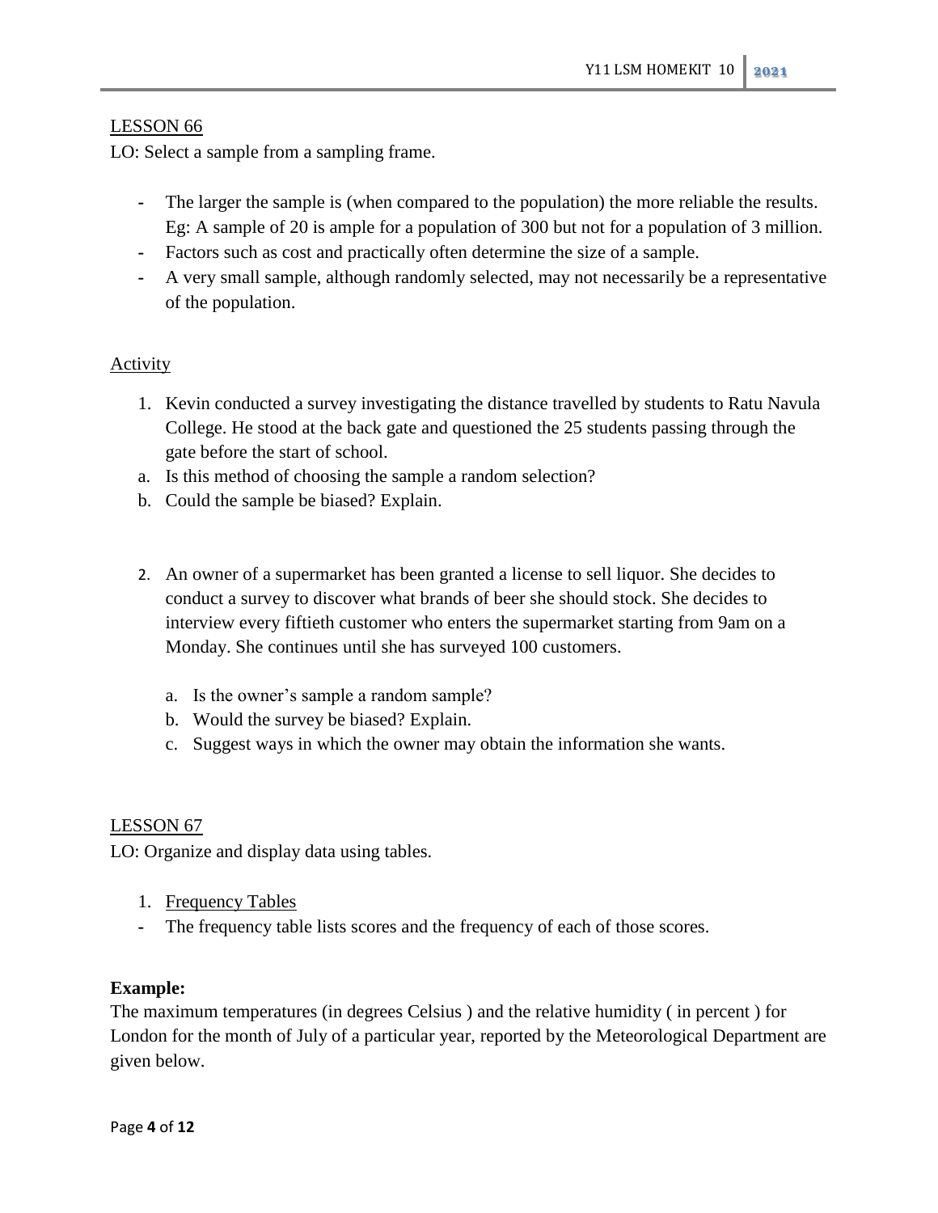## LESSON 66

LO: Select a sample from a sampling frame.

- The larger the sample is (when compared to the population) the more reliable the results. Eg: A sample of 20 is ample for a population of 300 but not for a population of 3 million.
- Factors such as cost and practically often determine the size of a sample.
- A very small sample, although randomly selected, may not necessarily be a representative of the population.

### Activity

1. Kevin conducted a survey investigating the distance travelled by students to Ratu Navula College. He stood at the back gate and questioned the 25 students passing through the gate before the start of school.
   a. Is this method of choosing the sample a random selection?
   b. Could the sample be biased? Explain.

2. An owner of a supermarket has been granted a license to sell liquor. She decides to conduct a survey to discover what brands of beer she should stock. She decides to interview every fiftieth customer who enters the supermarket starting from 9am on a Monday. She continues until she has surveyed 100 customers.

   a. Is the owner's sample a random sample?
   b. Would the survey be biased? Explain.
   c. Suggest ways in which the owner may obtain the information she wants.

## LESSON 67

LO: Organize and display data using tables.

1. Frequency Tables

- The frequency table lists scores and the frequency of each of those scores.

**Example:**

The maximum temperatures (in degrees Celsius ) and the relative humidity ( in percent ) for London for the month of July of a particular year, reported by the Meteorological Department are given below.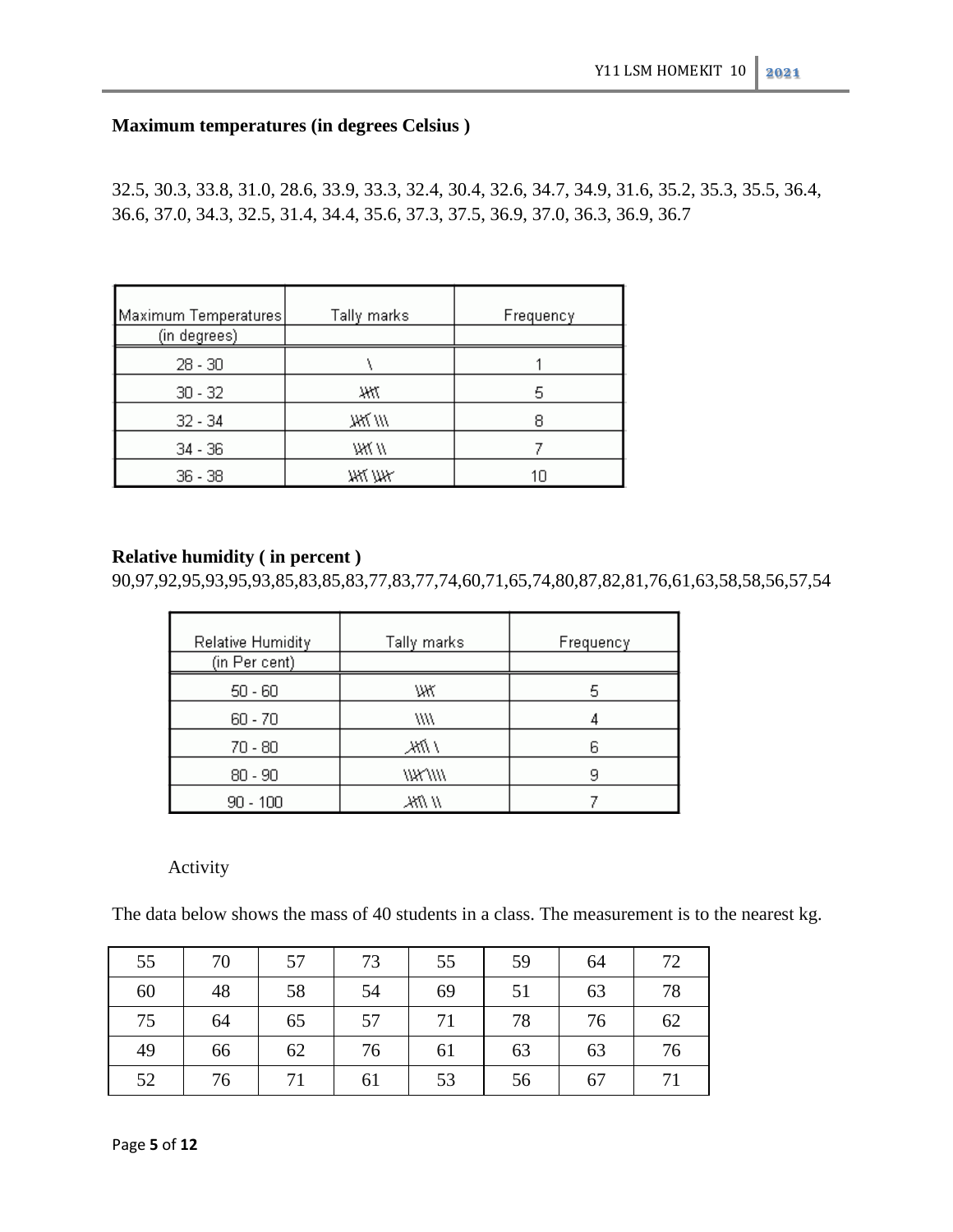**Maximum temperatures (in degrees Celsius )**

32.5, 30.3, 33.8, 31.0, 28.6, 33.9, 33.3, 32.4, 30.4, 32.6, 34.7, 34.9, 31.6, 35.2, 35.3, 35.5, 36.4, 36.6, 37.0, 34.3, 32.5, 31.4, 34.4, 35.6, 37.3, 37.5, 36.9, 37.0, 36.3, 36.9, 36.7

| Maximum Temperatures (in degrees) | Tally marks | Frequency |
|---|---|---|
| 28 - 30 | \ | 1 |
| 30 - 32 | 𝍸 | 5 |
| 32 - 34 | 𝍸 \\\ | 8 |
| 34 - 36 | 𝍸 \\ | 7 |
| 36 - 38 | 𝍸 𝍸 | 10 |

**Relative humidity ( in percent )**

90,97,92,95,93,95,93,85,83,85,83,77,83,77,74,60,71,65,74,80,87,82,81,76,61,63,58,58,56,57,54

| Relative Humidity (in Per cent) | Tally marks | Frequency |
|---|---|---|
| 50 - 60 | 𝍸 | 5 |
| 60 - 70 | \\\\ | 4 |
| 70 - 80 | 𝍸 \ | 6 |
| 80 - 90 | 𝍸 \\\\ | 9 |
| 90 - 100 | 𝍸 \\ | 7 |

Activity

The data below shows the mass of 40 students in a class. The measurement is to the nearest kg.

| 55 | 70 | 57 | 73 | 55 | 59 | 64 | 72 |
|---|---|---|---|---|---|---|---|
| 60 | 48 | 58 | 54 | 69 | 51 | 63 | 78 |
| 75 | 64 | 65 | 57 | 71 | 78 | 76 | 62 |
| 49 | 66 | 62 | 76 | 61 | 63 | 63 | 76 |
| 52 | 76 | 71 | 61 | 53 | 56 | 67 | 71 |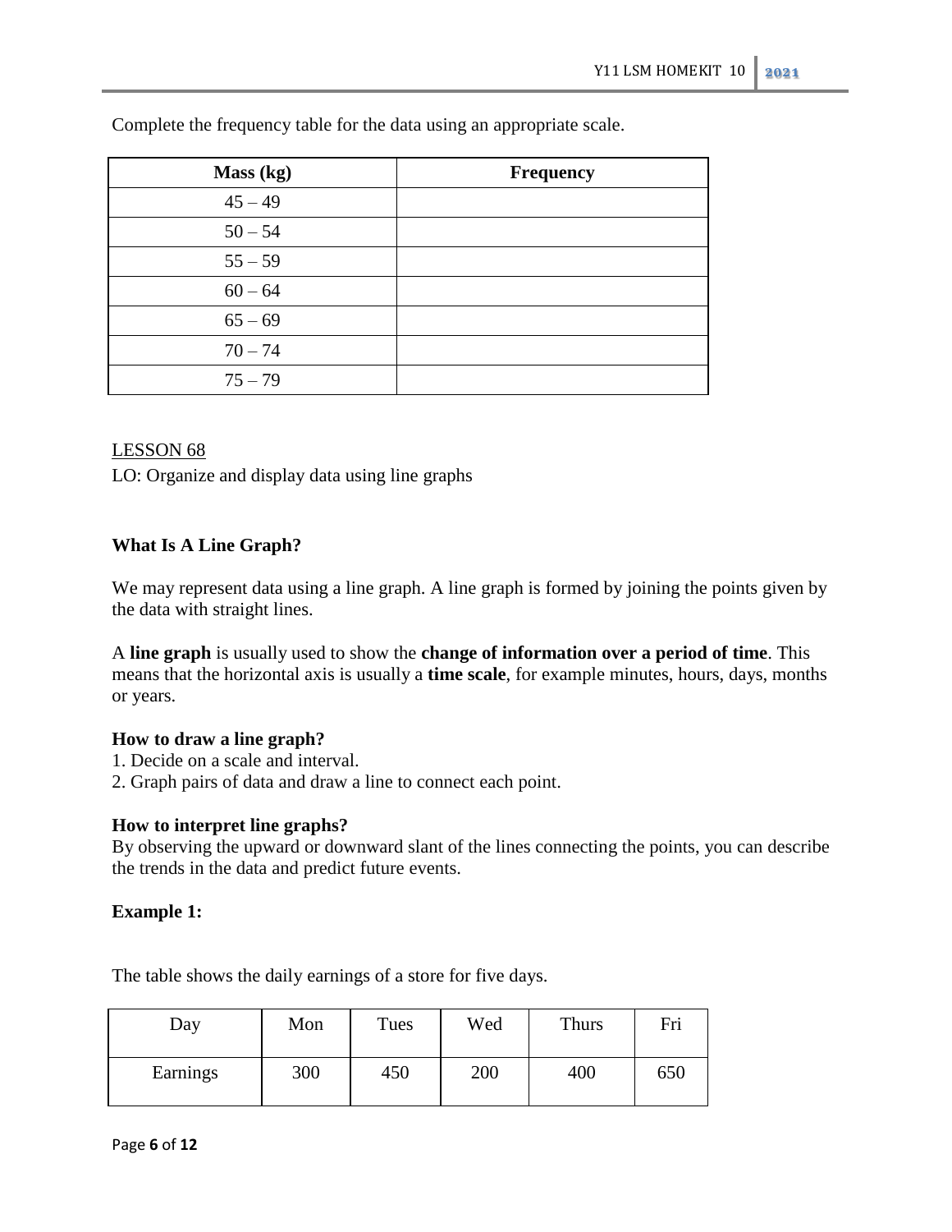Complete the frequency table for the data using an appropriate scale.

| Mass (kg) | Frequency |
| --- | --- |
| 45 – 49 | |
| 50 – 54 | |
| 55 – 59 | |
| 60 – 64 | |
| 65 – 69 | |
| 70 – 74 | |
| 75 – 79 | |

<u>LESSON 68</u>

LO: Organize and display data using line graphs

**What Is A Line Graph?**

We may represent data using a line graph. A line graph is formed by joining the points given by the data with straight lines.

A **line graph** is usually used to show the **change of information over a period of time**. This means that the horizontal axis is usually a **time scale**, for example minutes, hours, days, months or years.

**How to draw a line graph?**

1. Decide on a scale and interval.
2. Graph pairs of data and draw a line to connect each point.

**How to interpret line graphs?**

By observing the upward or downward slant of the lines connecting the points, you can describe the trends in the data and predict future events.

**Example 1:**

The table shows the daily earnings of a store for five days.

| Day | Mon | Tues | Wed | Thurs | Fri |
| --- | --- | --- | --- | --- | --- |
| Earnings | 300 | 450 | 200 | 400 | 650 |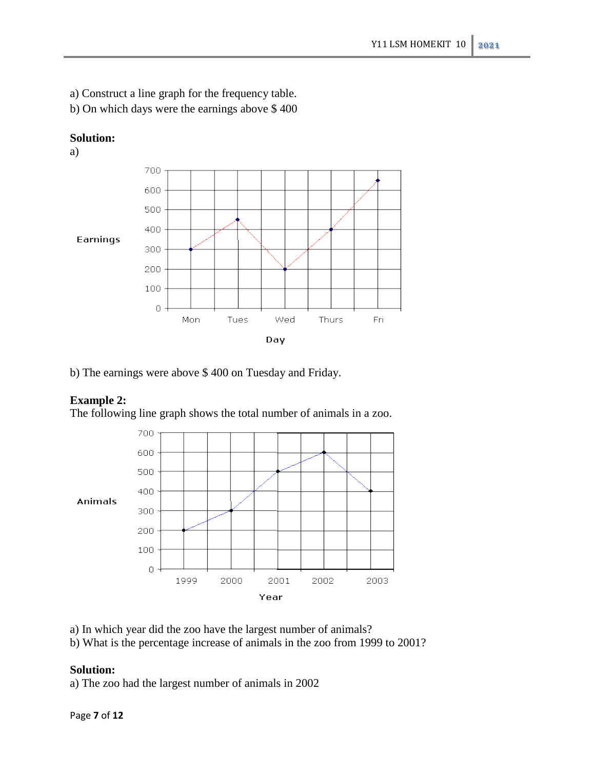a) Construct a line graph for the frequency table.

b) On which days were the earnings above $ 400

**Solution:**

a)

b) The earnings were above $ 400 on Tuesday and Friday.

**Example 2:**

The following line graph shows the total number of animals in a zoo.

a) In which year did the zoo have the largest number of animals?

b) What is the percentage increase of animals in the zoo from 1999 to 2001?

**Solution:**

a) The zoo had the largest number of animals in 2002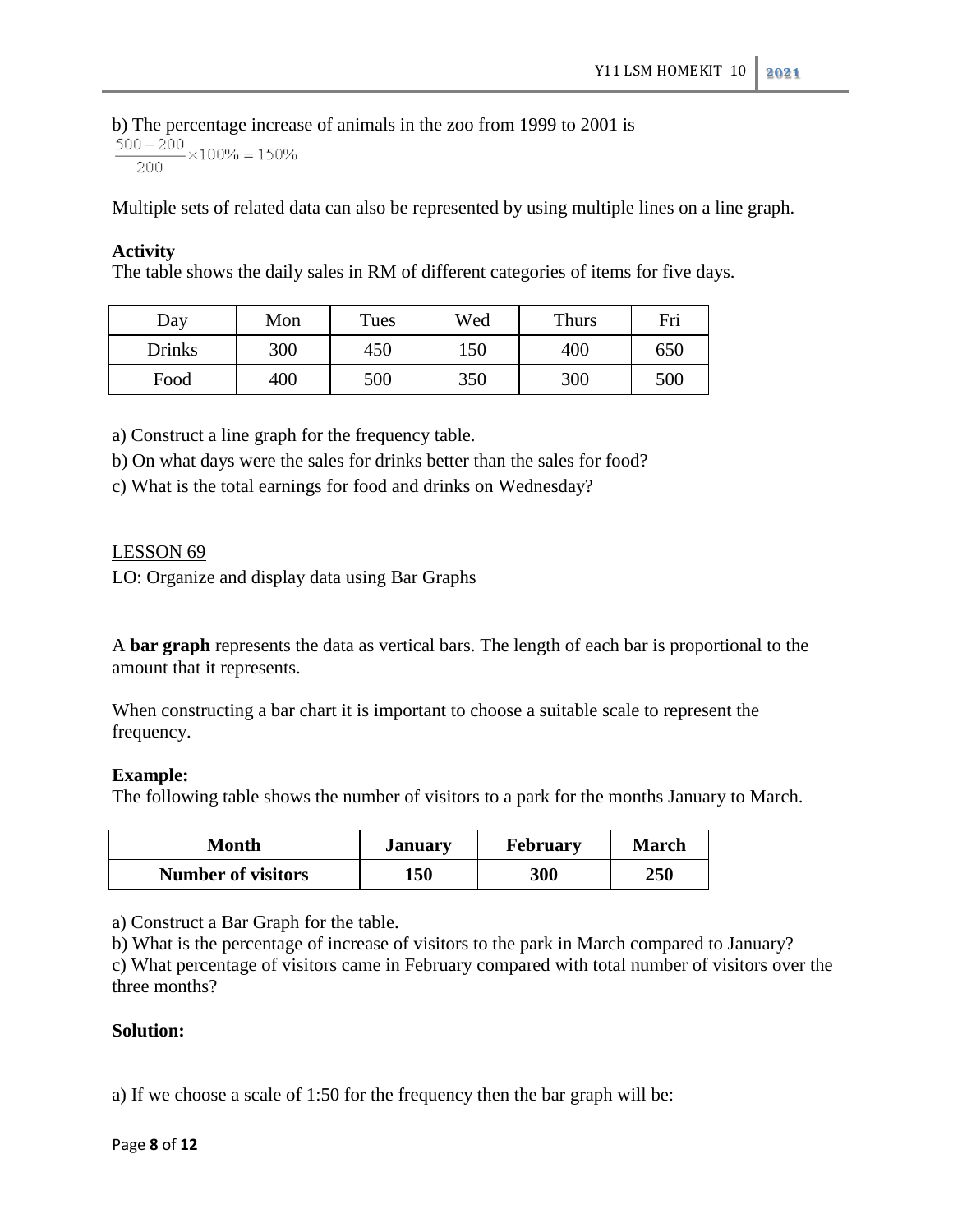b) The percentage increase of animals in the zoo from 1999 to 2001 is

$$\frac{500-200}{200}\times 100\% = 150\%$$

Multiple sets of related data can also be represented by using multiple lines on a line graph.

**Activity**

The table shows the daily sales in RM of different categories of items for five days.

| Day | Mon | Tues | Wed | Thurs | Fri |
|---|---|---|---|---|---|
| Drinks | 300 | 450 | 150 | 400 | 650 |
| Food | 400 | 500 | 350 | 300 | 500 |

a) Construct a line graph for the frequency table.

b) On what days were the sales for drinks better than the sales for food?

c) What is the total earnings for food and drinks on Wednesday?

LESSON 69

LO: Organize and display data using Bar Graphs

A **bar graph** represents the data as vertical bars. The length of each bar is proportional to the amount that it represents.

When constructing a bar chart it is important to choose a suitable scale to represent the frequency.

**Example:**

The following table shows the number of visitors to a park for the months January to March.

| **Month** | **January** | **February** | **March** |
|---|---|---|---|
| **Number of visitors** | **150** | **300** | **250** |

a) Construct a Bar Graph for the table.

b) What is the percentage of increase of visitors to the park in March compared to January?

c) What percentage of visitors came in February compared with total number of visitors over the three months?

**Solution:**

a) If we choose a scale of 1:50 for the frequency then the bar graph will be: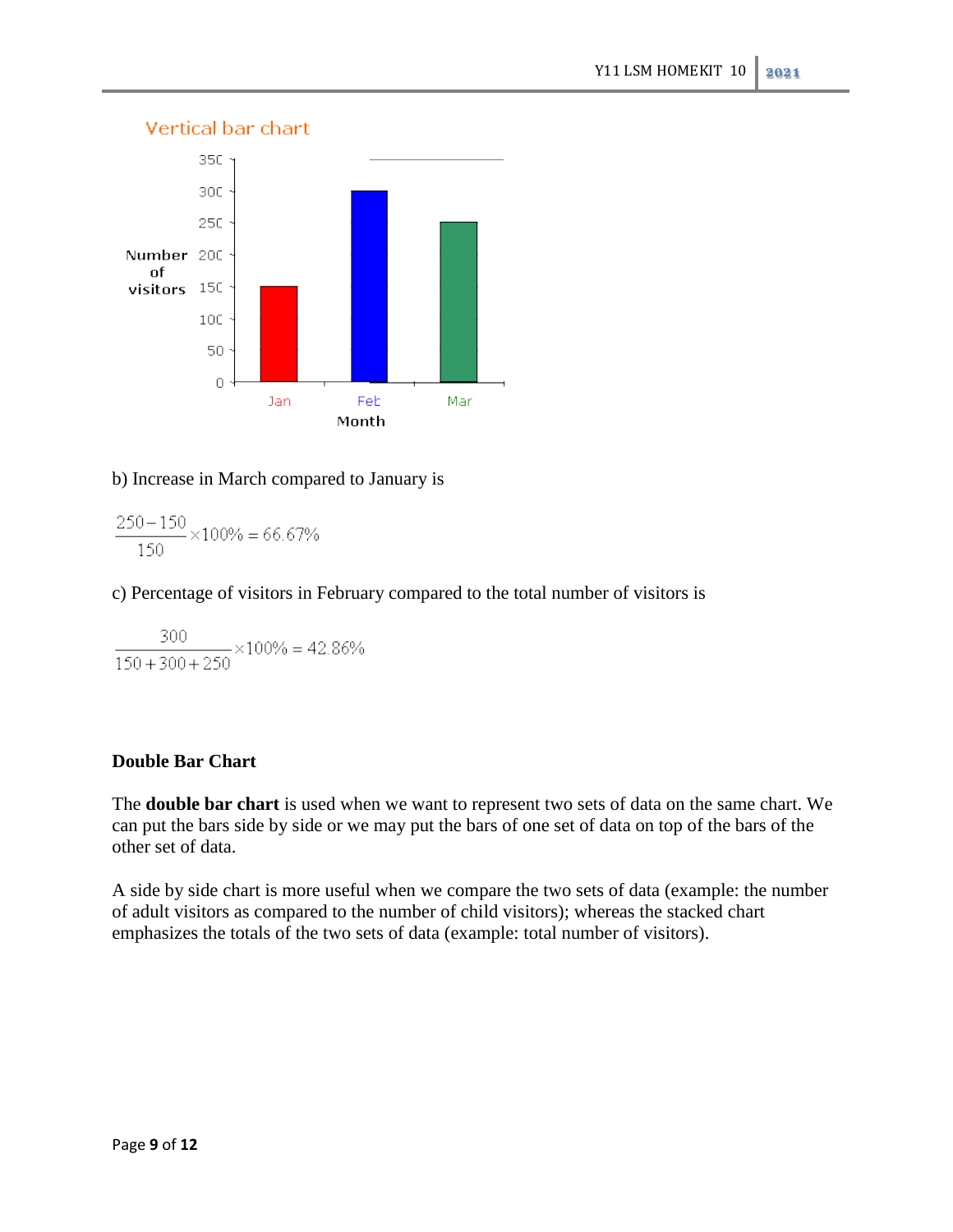Vertical bar chart

b) Increase in March compared to January is

$$\frac{250-150}{150}\times 100\% = 66.67\%$$

c) Percentage of visitors in February compared to the total number of visitors is

$$\frac{300}{150+300+250}\times 100\% = 42.86\%$$

**Double Bar Chart**

The **double bar chart** is used when we want to represent two sets of data on the same chart. We can put the bars side by side or we may put the bars of one set of data on top of the bars of the other set of data.

A side by side chart is more useful when we compare the two sets of data (example: the number of adult visitors as compared to the number of child visitors); whereas the stacked chart emphasizes the totals of the two sets of data (example: total number of visitors).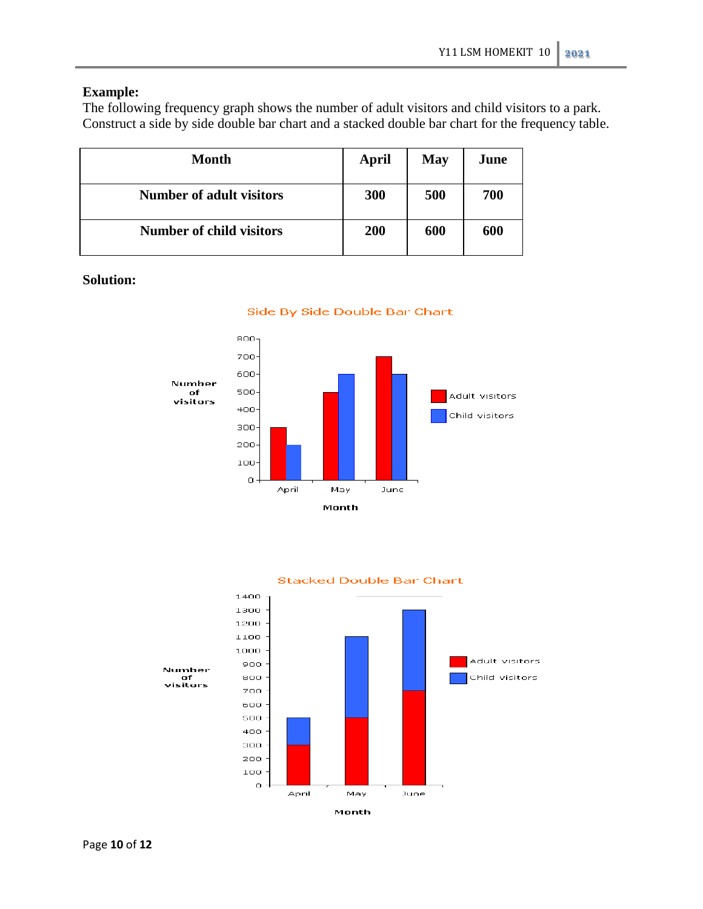**Example:**

The following frequency graph shows the number of adult visitors and child visitors to a park. Construct a side by side double bar chart and a stacked double bar chart for the frequency table.

| Month | April | May | June |
|---|---|---|---|
| Number of adult visitors | 300 | 500 | 700 |
| Number of child visitors | 200 | 600 | 600 |

**Solution:**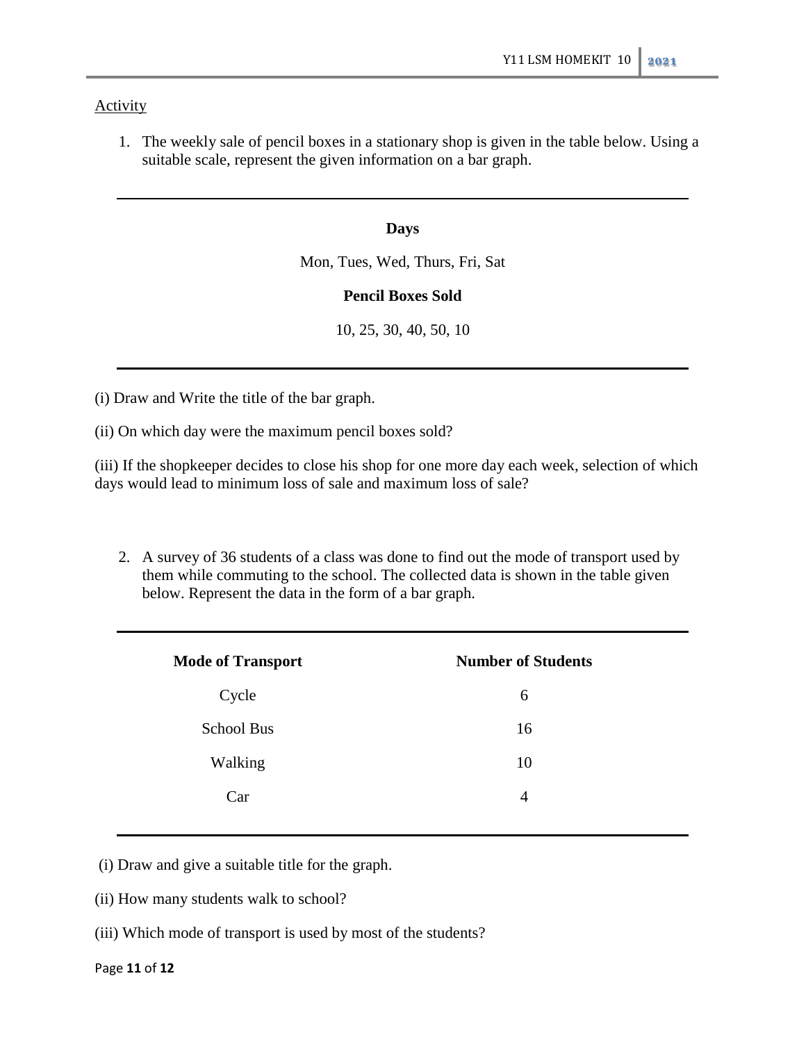Activity

1. The weekly sale of pencil boxes in a stationary shop is given in the table below. Using a suitable scale, represent the given information on a bar graph.

| Days | Pencil Boxes Sold |
|---|---|
| Mon, Tues, Wed, Thurs, Fri, Sat | 10, 25, 30, 40, 50, 10 |

(i) Draw and Write the title of the bar graph.

(ii) On which day were the maximum pencil boxes sold?

(iii) If the shopkeeper decides to close his shop for one more day each week, selection of which days would lead to minimum loss of sale and maximum loss of sale?

2. A survey of 36 students of a class was done to find out the mode of transport used by them while commuting to the school. The collected data is shown in the table given below. Represent the data in the form of a bar graph.

| Mode of Transport | Number of Students |
|---|---|
| Cycle | 6 |
| School Bus | 16 |
| Walking | 10 |
| Car | 4 |

(i) Draw and give a suitable title for the graph.

(ii) How many students walk to school?

(iii) Which mode of transport is used by most of the students?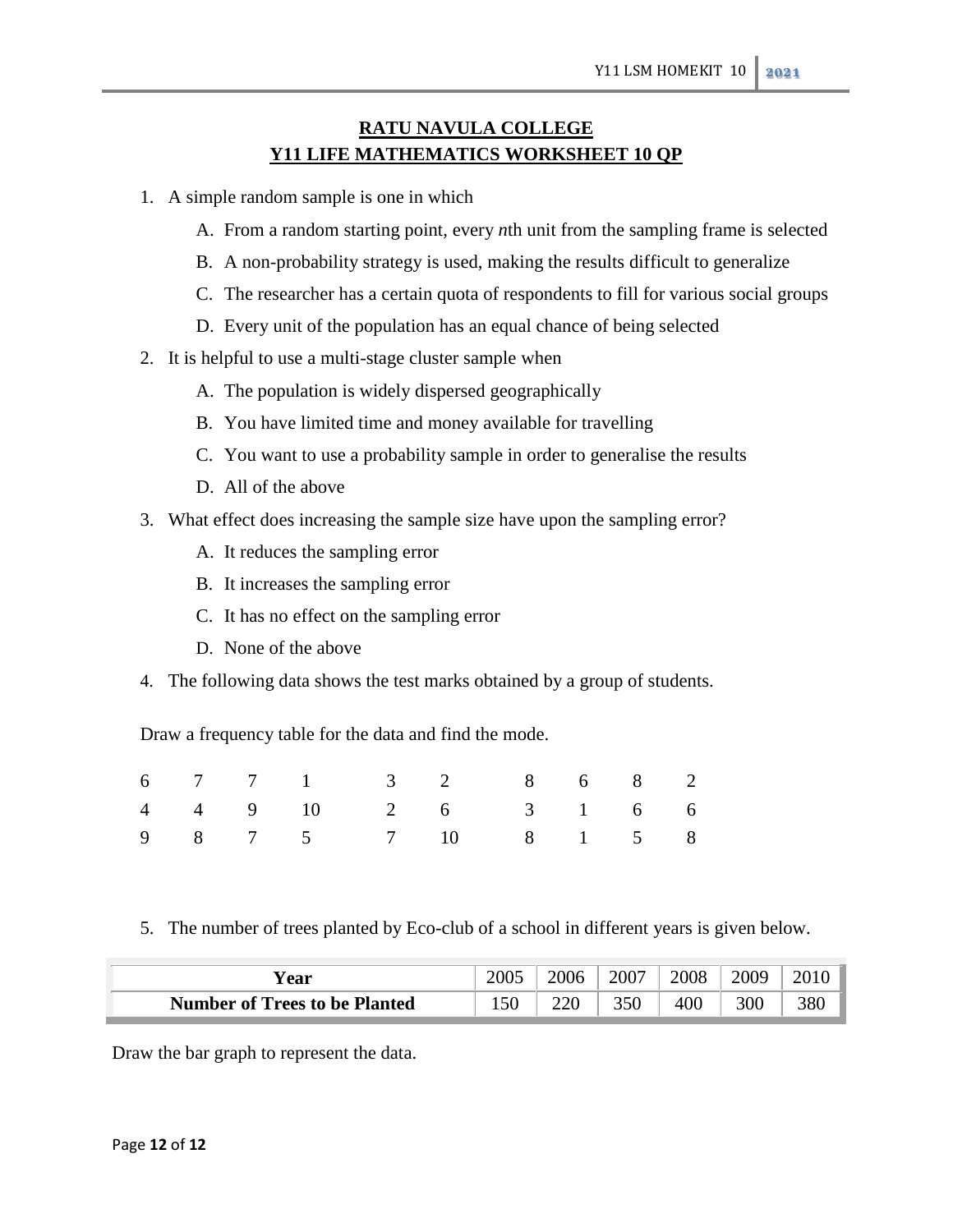## RATU NAVULA COLLEGE

## Y11 LIFE MATHEMATICS WORKSHEET 10 QP

1. A simple random sample is one in which
   A. From a random starting point, every *n*th unit from the sampling frame is selected
   B. A non-probability strategy is used, making the results difficult to generalize
   C. The researcher has a certain quota of respondents to fill for various social groups
   D. Every unit of the population has an equal chance of being selected

2. It is helpful to use a multi-stage cluster sample when
   A. The population is widely dispersed geographically
   B. You have limited time and money available for travelling
   C. You want to use a probability sample in order to generalise the results
   D. All of the above

3. What effect does increasing the sample size have upon the sampling error?
   A. It reduces the sampling error
   B. It increases the sampling error
   C. It has no effect on the sampling error
   D. None of the above

4. The following data shows the test marks obtained by a group of students.

Draw a frequency table for the data and find the mode.

| | | | | | | | | | |
|---|---|---|---|---|---|---|---|---|---|
| 6 | 7 | 7 | 1 | 3 | 2 | 8 | 6 | 8 | 2 |
| 4 | 4 | 9 | 10 | 2 | 6 | 3 | 1 | 6 | 6 |
| 9 | 8 | 7 | 5 | 7 | 10 | 8 | 1 | 5 | 8 |

5. The number of trees planted by Eco-club of a school in different years is given below.

| **Year** | 2005 | 2006 | 2007 | 2008 | 2009 | 2010 |
|---|---|---|---|---|---|---|
| **Number of Trees to be Planted** | 150 | 220 | 350 | 400 | 300 | 380 |

Draw the bar graph to represent the data.